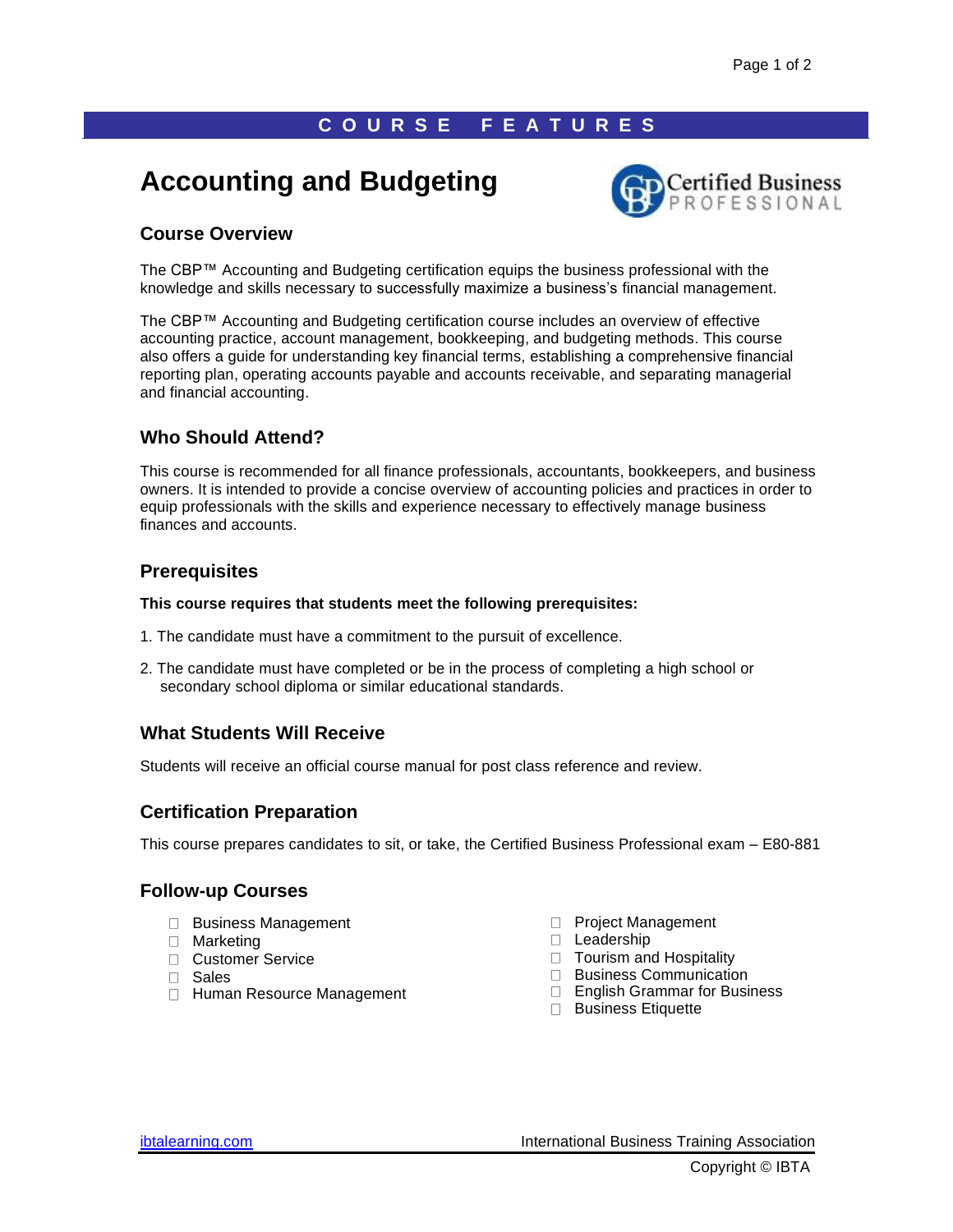## COURSE FEATURES

# Accounting and Budgeting

Certified Business PROFESSIONAL

## Course Overview

The CBP™ Accounting and Budgeting certification equips the business professional with the knowledge and skills necessary to successfully maximize a business's financial management.

The CBP™ Accounting and Budgeting certification course includes an overview of effective accounting practice, account management, bookkeeping, and budgeting methods. This course also offers a guide for understanding key financial terms, establishing a comprehensive financial reporting plan, operating accounts payable and accounts receivable, and separating managerial and financial accounting.

## Who Should Attend?

This course is recommended for all finance professionals, accountants, bookkeepers, and business owners. It is intended to provide a concise overview of accounting policies and practices in order to equip professionals with the skills and experience necessary to effectively manage business finances and accounts.

## Prerequisites

**This course requires that students meet the following prerequisites:**

1. The candidate must have a commitment to the pursuit of excellence.
2. The candidate must have completed or be in the process of completing a high school or secondary school diploma or similar educational standards.

## What Students Will Receive

Students will receive an official course manual for post class reference and review.

## Certification Preparation

This course prepares candidates to sit, or take, the Certified Business Professional exam – E80-881

## Follow-up Courses

- Business Management
- Marketing
- Customer Service
- Sales
- Human Resource Management
- Project Management
- Leadership
- Tourism and Hospitality
- Business Communication
- English Grammar for Business
- Business Etiquette

ibtalearning.com International Business Training Association

Copyright © IBTA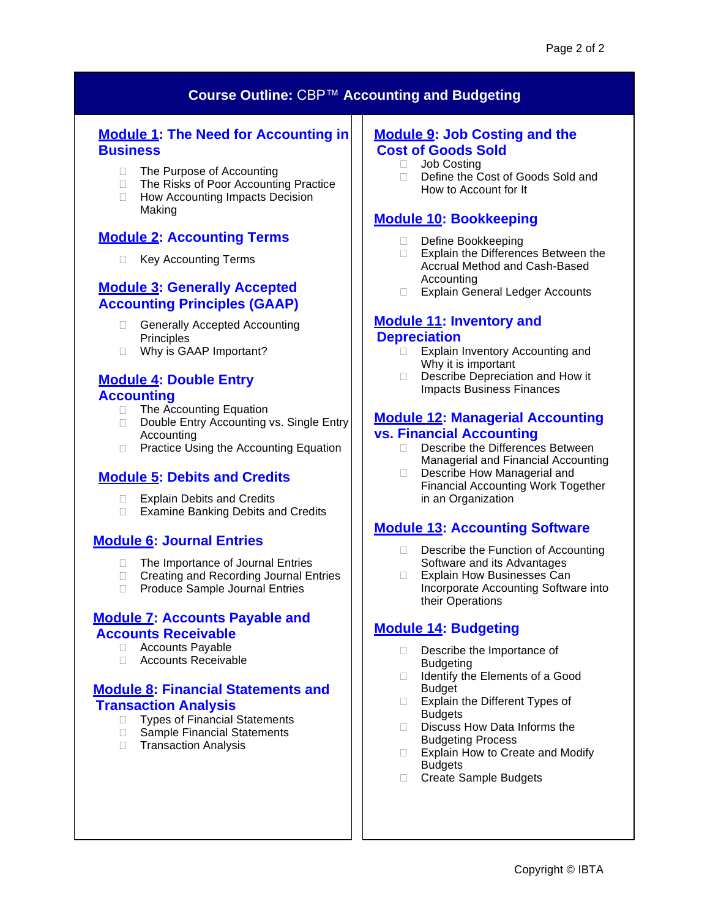# Course Outline: CBP™ Accounting and Budgeting

## Module 1: The Need for Accounting in Business

- The Purpose of Accounting
- The Risks of Poor Accounting Practice
- How Accounting Impacts Decision Making

## Module 2: Accounting Terms

- Key Accounting Terms

## Module 3: Generally Accepted Accounting Principles (GAAP)

- Generally Accepted Accounting Principles
- Why is GAAP Important?

## Module 4: Double Entry Accounting

- The Accounting Equation
- Double Entry Accounting vs. Single Entry Accounting
- Practice Using the Accounting Equation

## Module 5: Debits and Credits

- Explain Debits and Credits
- Examine Banking Debits and Credits

## Module 6: Journal Entries

- The Importance of Journal Entries
- Creating and Recording Journal Entries
- Produce Sample Journal Entries

## Module 7: Accounts Payable and Accounts Receivable

- Accounts Payable
- Accounts Receivable

## Module 8: Financial Statements and Transaction Analysis

- Types of Financial Statements
- Sample Financial Statements
- Transaction Analysis

## Module 9: Job Costing and the Cost of Goods Sold

- Job Costing
- Define the Cost of Goods Sold and How to Account for It

## Module 10: Bookkeeping

- Define Bookkeeping
- Explain the Differences Between the Accrual Method and Cash-Based Accounting
- Explain General Ledger Accounts

## Module 11: Inventory and Depreciation

- Explain Inventory Accounting and Why it is important
- Describe Depreciation and How it Impacts Business Finances

## Module 12: Managerial Accounting vs. Financial Accounting

- Describe the Differences Between Managerial and Financial Accounting
- Describe How Managerial and Financial Accounting Work Together in an Organization

## Module 13: Accounting Software

- Describe the Function of Accounting Software and its Advantages
- Explain How Businesses Can Incorporate Accounting Software into their Operations

## Module 14: Budgeting

- Describe the Importance of Budgeting
- Identify the Elements of a Good Budget
- Explain the Different Types of Budgets
- Discuss How Data Informs the Budgeting Process
- Explain How to Create and Modify Budgets
- Create Sample Budgets

Copyright © IBTA